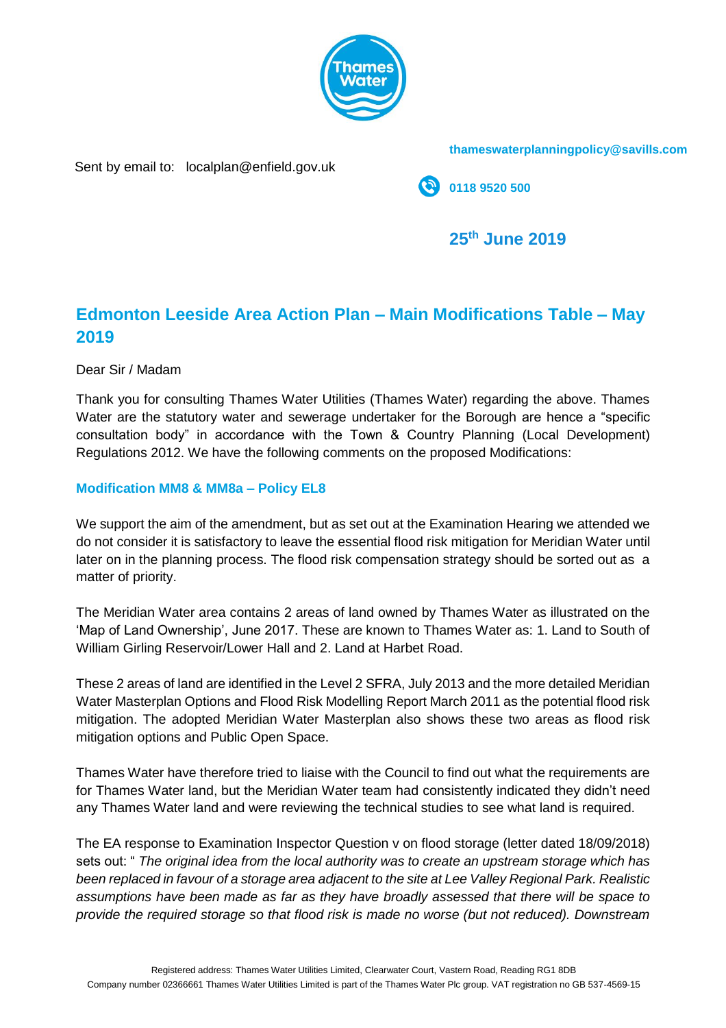Sent by email to: localplan@enfield.gov.uk

**thameswaterplanningpolicy@savills.com**

**0118 9520 500**

**25th June 2019**

# Edmonton Leeside Area Action Plan – Main Modifications Table – May 2019

Dear Sir / Madam

Thank you for consulting Thames Water Utilities (Thames Water) regarding the above. Thames Water are the statutory water and sewerage undertaker for the Borough are hence a "specific consultation body" in accordance with the Town & Country Planning (Local Development) Regulations 2012. We have the following comments on the proposed Modifications:

### Modification MM8 & MM8a – Policy EL8

We support the aim of the amendment, but as set out at the Examination Hearing we attended we do not consider it is satisfactory to leave the essential flood risk mitigation for Meridian Water until later on in the planning process. The flood risk compensation strategy should be sorted out as a matter of priority.

The Meridian Water area contains 2 areas of land owned by Thames Water as illustrated on the 'Map of Land Ownership', June 2017. These are known to Thames Water as: 1. Land to South of William Girling Reservoir/Lower Hall and 2. Land at Harbet Road.

These 2 areas of land are identified in the Level 2 SFRA, July 2013 and the more detailed Meridian Water Masterplan Options and Flood Risk Modelling Report March 2011 as the potential flood risk mitigation. The adopted Meridian Water Masterplan also shows these two areas as flood risk mitigation options and Public Open Space.

Thames Water have therefore tried to liaise with the Council to find out what the requirements are for Thames Water land, but the Meridian Water team had consistently indicated they didn't need any Thames Water land and were reviewing the technical studies to see what land is required.

The EA response to Examination Inspector Question v on flood storage (letter dated 18/09/2018) sets out: " *The original idea from the local authority was to create an upstream storage which has been replaced in favour of a storage area adjacent to the site at Lee Valley Regional Park. Realistic assumptions have been made as far as they have broadly assessed that there will be space to provide the required storage so that flood risk is made no worse (but not reduced). Downstream*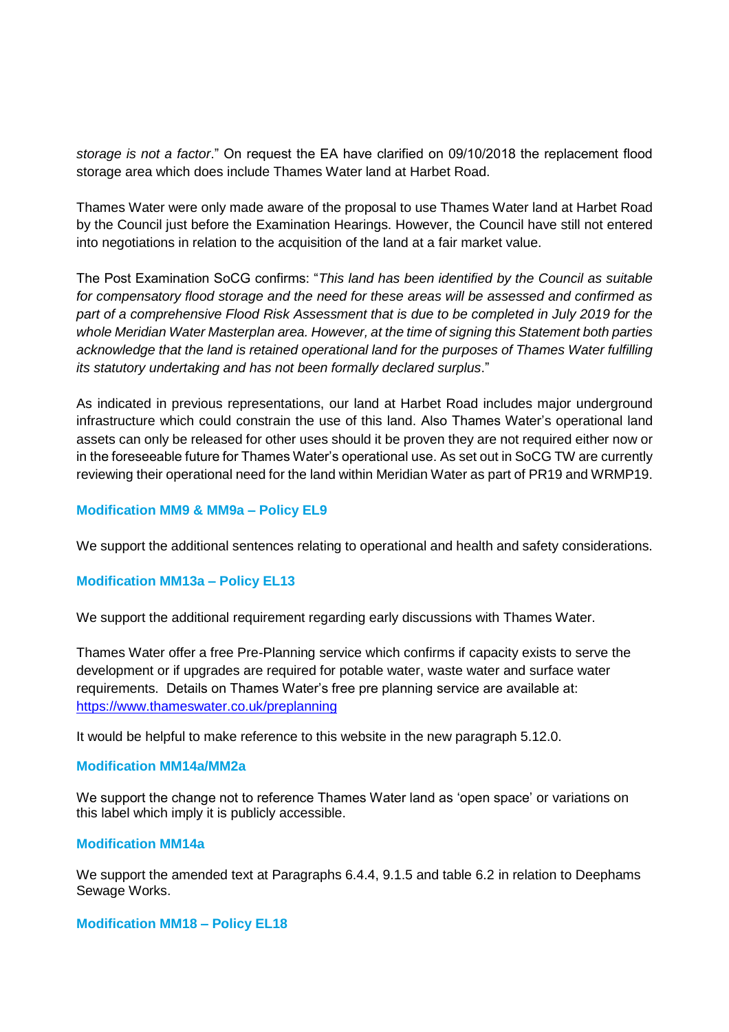*storage is not a factor*." On request the EA have clarified on 09/10/2018 the replacement flood storage area which does include Thames Water land at Harbet Road.

Thames Water were only made aware of the proposal to use Thames Water land at Harbet Road by the Council just before the Examination Hearings. However, the Council have still not entered into negotiations in relation to the acquisition of the land at a fair market value.

The Post Examination SoCG confirms: "*This land has been identified by the Council as suitable for compensatory flood storage and the need for these areas will be assessed and confirmed as part of a comprehensive Flood Risk Assessment that is due to be completed in July 2019 for the whole Meridian Water Masterplan area. However, at the time of signing this Statement both parties acknowledge that the land is retained operational land for the purposes of Thames Water fulfilling its statutory undertaking and has not been formally declared surplus*."

As indicated in previous representations, our land at Harbet Road includes major underground infrastructure which could constrain the use of this land. Also Thames Water's operational land assets can only be released for other uses should it be proven they are not required either now or in the foreseeable future for Thames Water's operational use. As set out in SoCG TW are currently reviewing their operational need for the land within Meridian Water as part of PR19 and WRMP19.

### Modification MM9 & MM9a – Policy EL9

We support the additional sentences relating to operational and health and safety considerations.

### Modification MM13a – Policy EL13

We support the additional requirement regarding early discussions with Thames Water.

Thames Water offer a free Pre-Planning service which confirms if capacity exists to serve the development or if upgrades are required for potable water, waste water and surface water requirements. Details on Thames Water's free pre planning service are available at: https://www.thameswater.co.uk/preplanning

It would be helpful to make reference to this website in the new paragraph 5.12.0.

### Modification MM14a/MM2a

We support the change not to reference Thames Water land as 'open space' or variations on this label which imply it is publicly accessible.

### Modification MM14a

We support the amended text at Paragraphs 6.4.4, 9.1.5 and table 6.2 in relation to Deephams Sewage Works.

### Modification MM18 – Policy EL18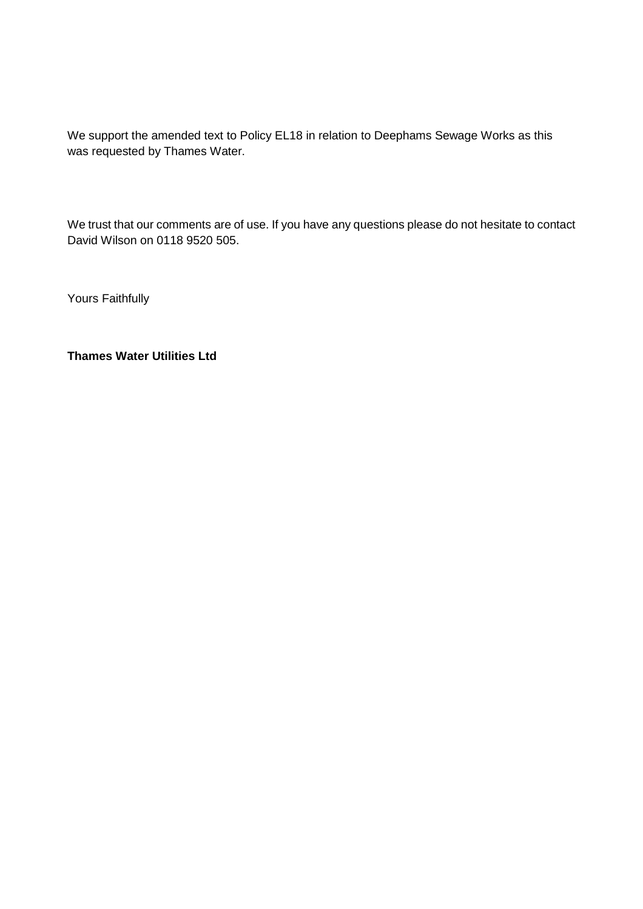We support the amended text to Policy EL18 in relation to Deephams Sewage Works as this was requested by Thames Water.

We trust that our comments are of use. If you have any questions please do not hesitate to contact David Wilson on 0118 9520 505.

Yours Faithfully

**Thames Water Utilities Ltd**